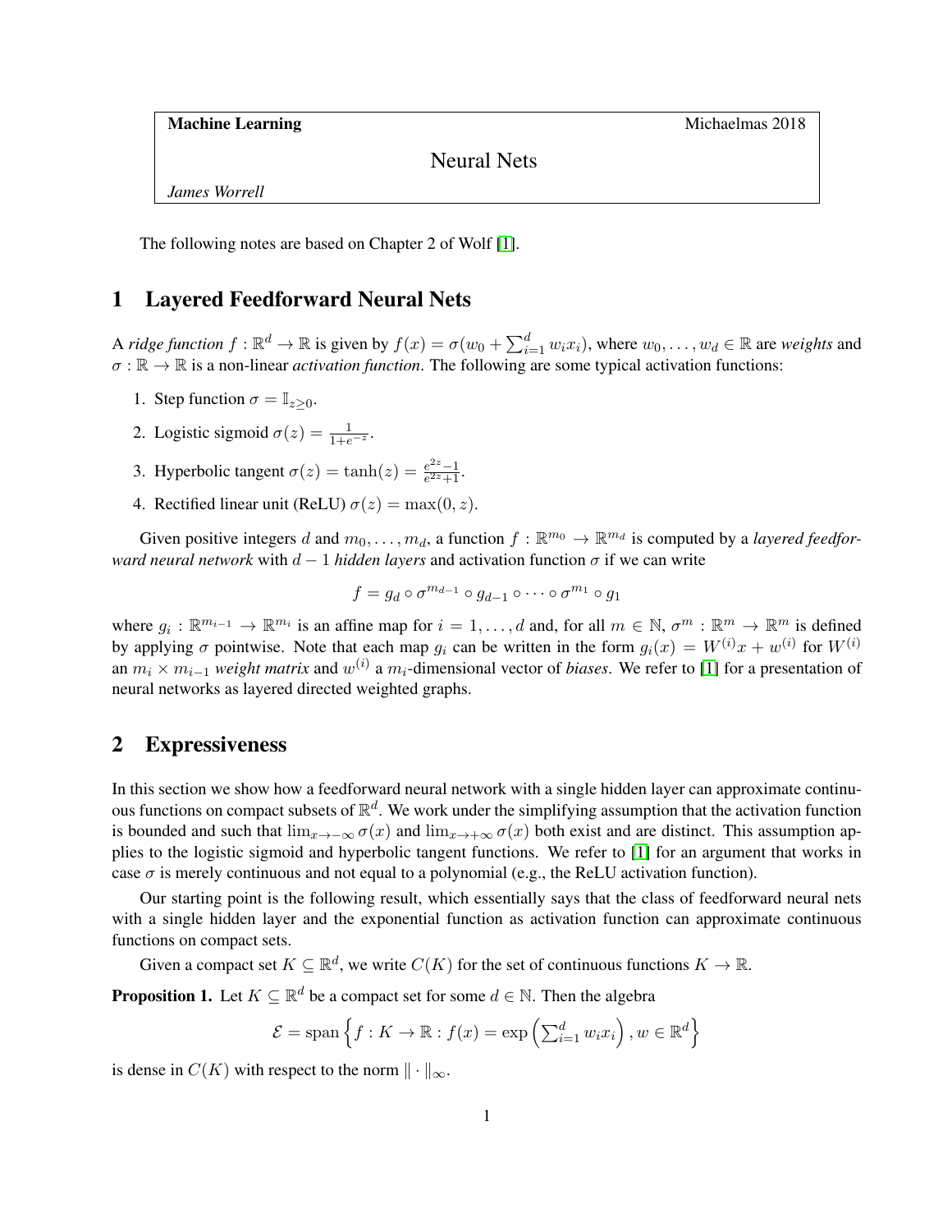**Machine Learning** Michaelmas 2018

# Neural Nets

*James Worrell*

The following notes are based on Chapter 2 of Wolf [1].

## 1 Layered Feedforward Neural Nets

A *ridge function* $f : \mathbb{R}^d \to \mathbb{R}$ is given by $f(x) = \sigma(w_0 + \sum_{i=1}^d w_i x_i)$, where $w_0, \ldots, w_d \in \mathbb{R}$ are *weights* and $\sigma : \mathbb{R} \to \mathbb{R}$ is a non-linear *activation function*. The following are some typical activation functions:

1. Step function $\sigma = \mathbb{I}_{z \geq 0}$.
2. Logistic sigmoid $\sigma(z) = \frac{1}{1+e^{-z}}$.
3. Hyperbolic tangent $\sigma(z) = \tanh(z) = \frac{e^{2z}-1}{e^{2z}+1}$.
4. Rectified linear unit (ReLU) $\sigma(z) = \max(0, z)$.

Given positive integers $d$ and $m_0, \ldots, m_d$, a function $f : \mathbb{R}^{m_0} \to \mathbb{R}^{m_d}$ is computed by a *layered feedforward neural network* with $d-1$ *hidden layers* and activation function $\sigma$ if we can write

$$f = g_d \circ \sigma^{m_{d-1}} \circ g_{d-1} \circ \cdots \circ \sigma^{m_1} \circ g_1$$

where $g_i : \mathbb{R}^{m_{i-1}} \to \mathbb{R}^{m_i}$ is an affine map for $i = 1, \ldots, d$ and, for all $m \in \mathbb{N}$, $\sigma^m : \mathbb{R}^m \to \mathbb{R}^m$ is defined by applying $\sigma$ pointwise. Note that each map $g_i$ can be written in the form $g_i(x) = W^{(i)}x + w^{(i)}$ for $W^{(i)}$ an $m_i \times m_{i-1}$ *weight matrix* and $w^{(i)}$ a $m_i$-dimensional vector of *biases*. We refer to [1] for a presentation of neural networks as layered directed weighted graphs.

## 2 Expressiveness

In this section we show how a feedforward neural network with a single hidden layer can approximate continuous functions on compact subsets of $\mathbb{R}^d$. We work under the simplifying assumption that the activation function is bounded and such that $\lim_{x \to -\infty} \sigma(x)$ and $\lim_{x \to +\infty} \sigma(x)$ both exist and are distinct. This assumption applies to the logistic sigmoid and hyperbolic tangent functions. We refer to [1] for an argument that works in case $\sigma$ is merely continuous and not equal to a polynomial (e.g., the ReLU activation function).

Our starting point is the following result, which essentially says that the class of feedforward neural nets with a single hidden layer and the exponential function as activation function can approximate continuous functions on compact sets.

Given a compact set $K \subseteq \mathbb{R}^d$, we write $C(K)$ for the set of continuous functions $K \to \mathbb{R}$.

**Proposition 1.** Let $K \subseteq \mathbb{R}^d$ be a compact set for some $d \in \mathbb{N}$. Then the algebra

$$\mathcal{E} = \operatorname{span}\left\{ f : K \to \mathbb{R} : f(x) = \exp\left(\sum_{i=1}^d w_i x_i\right), w \in \mathbb{R}^d \right\}$$

is dense in $C(K)$ with respect to the norm $\|\cdot\|_\infty$.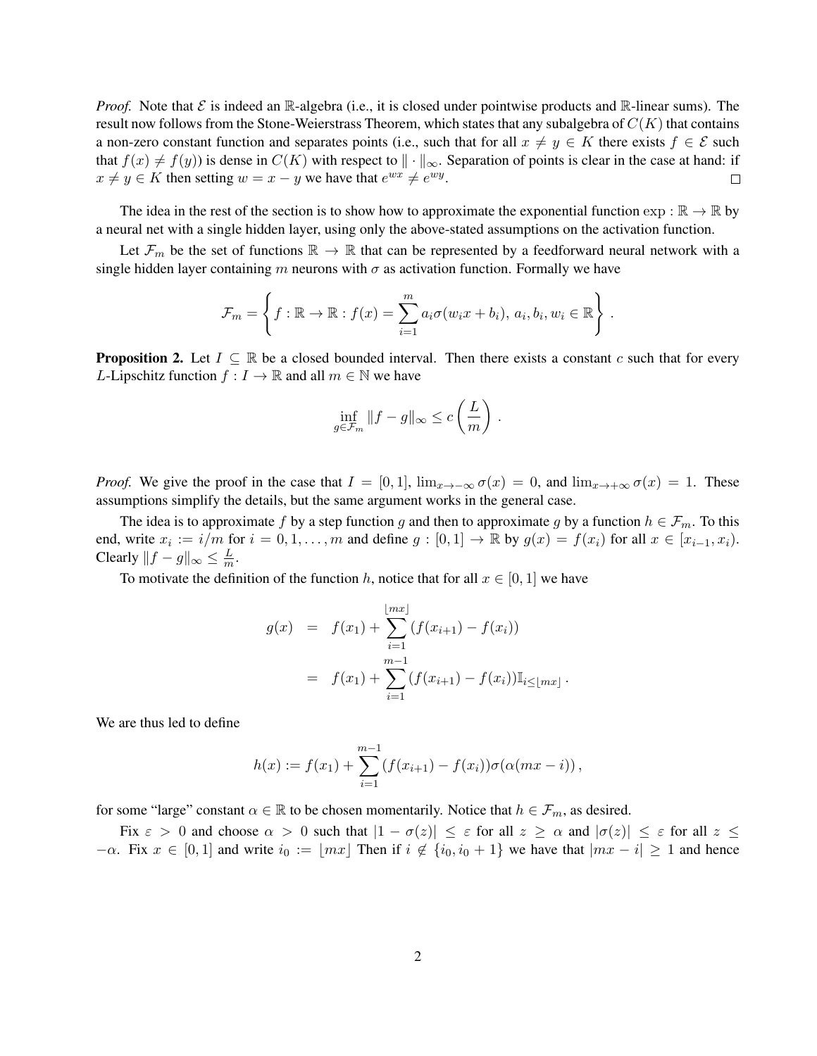*Proof.* Note that $\mathcal{E}$ is indeed an $\mathbb{R}$-algebra (i.e., it is closed under pointwise products and $\mathbb{R}$-linear sums). The result now follows from the Stone-Weierstrass Theorem, which states that any subalgebra of $C(K)$ that contains a non-zero constant function and separates points (i.e., such that for all $x \neq y \in K$ there exists $f \in \mathcal{E}$ such that $f(x) \neq f(y)$) is dense in $C(K)$ with respect to $\|\cdot\|_\infty$. Separation of points is clear in the case at hand: if $x \neq y \in K$ then setting $w = x - y$ we have that $e^{wx} \neq e^{wy}$. $\square$

The idea in the rest of the section is to show how to approximate the exponential function $\exp : \mathbb{R} \to \mathbb{R}$ by a neural net with a single hidden layer, using only the above-stated assumptions on the activation function.

Let $\mathcal{F}_m$ be the set of functions $\mathbb{R} \to \mathbb{R}$ that can be represented by a feedforward neural network with a single hidden layer containing $m$ neurons with $\sigma$ as activation function. Formally we have

$$\mathcal{F}_m = \left\{ f : \mathbb{R} \to \mathbb{R} : f(x) = \sum_{i=1}^{m} a_i \sigma(w_i x + b_i),\ a_i, b_i, w_i \in \mathbb{R} \right\} .$$

**Proposition 2.** Let $I \subseteq \mathbb{R}$ be a closed bounded interval. Then there exists a constant $c$ such that for every $L$-Lipschitz function $f : I \to \mathbb{R}$ and all $m \in \mathbb{N}$ we have

$$\inf_{g \in \mathcal{F}_m} \|f - g\|_\infty \leq c \left( \frac{L}{m} \right) .$$

*Proof.* We give the proof in the case that $I = [0, 1]$, $\lim_{x \to -\infty} \sigma(x) = 0$, and $\lim_{x \to +\infty} \sigma(x) = 1$. These assumptions simplify the details, but the same argument works in the general case.

The idea is to approximate $f$ by a step function $g$ and then to approximate $g$ by a function $h \in \mathcal{F}_m$. To this end, write $x_i := i/m$ for $i = 0, 1, \ldots, m$ and define $g : [0, 1] \to \mathbb{R}$ by $g(x) = f(x_i)$ for all $x \in [x_{i-1}, x_i)$. Clearly $\|f - g\|_\infty \leq \frac{L}{m}$.

To motivate the definition of the function $h$, notice that for all $x \in [0, 1]$ we have

$$\begin{aligned} g(x) &= f(x_1) + \sum_{i=1}^{\lfloor mx \rfloor} (f(x_{i+1}) - f(x_i)) \\ &= f(x_1) + \sum_{i=1}^{m-1} (f(x_{i+1}) - f(x_i)) \mathbb{I}_{i \leq \lfloor mx \rfloor} . \end{aligned}$$

We are thus led to define

$$h(x) := f(x_1) + \sum_{i=1}^{m-1} (f(x_{i+1}) - f(x_i)) \sigma(\alpha(mx - i)) ,$$

for some "large" constant $\alpha \in \mathbb{R}$ to be chosen momentarily. Notice that $h \in \mathcal{F}_m$, as desired.

Fix $\varepsilon > 0$ and choose $\alpha > 0$ such that $|1 - \sigma(z)| \leq \varepsilon$ for all $z \geq \alpha$ and $|\sigma(z)| \leq \varepsilon$ for all $z \leq -\alpha$. Fix $x \in [0, 1]$ and write $i_0 := \lfloor mx \rfloor$ Then if $i \notin \{i_0, i_0 + 1\}$ we have that $|mx - i| \geq 1$ and hence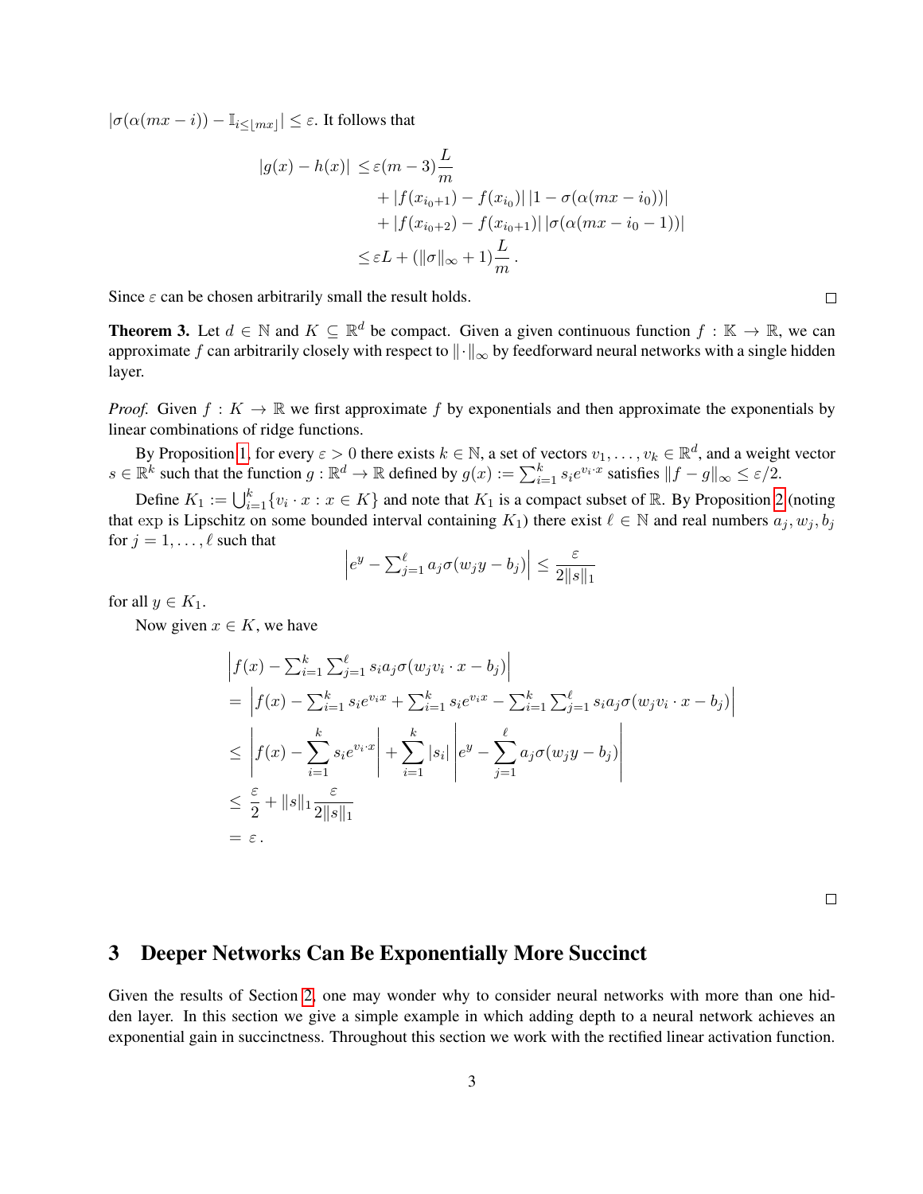$|\sigma(\alpha(mx - i)) - \mathbb{I}_{i \leq \lfloor mx \rfloor}| \leq \varepsilon$. It follows that

$$
\begin{aligned}
|g(x) - h(x)| \leq & \varepsilon(m-3)\frac{L}{m} \\
& + |f(x_{i_0+1}) - f(x_{i_0})|\,|1 - \sigma(\alpha(mx - i_0))| \\
& + |f(x_{i_0+2}) - f(x_{i_0+1})|\,|\sigma(\alpha(mx - i_0 - 1))| \\
\leq & \varepsilon L + (\|\sigma\|_\infty + 1)\frac{L}{m}\,.
\end{aligned}
$$

Since $\varepsilon$ can be chosen arbitrarily small the result holds. ◻

**Theorem 3.** Let $d \in \mathbb{N}$ and $K \subseteq \mathbb{R}^d$ be compact. Given a given continuous function $f : \mathbb{K} \to \mathbb{R}$, we can approximate $f$ can arbitrarily closely with respect to $\|\cdot\|_\infty$ by feedforward neural networks with a single hidden layer.

*Proof.* Given $f : K \to \mathbb{R}$ we first approximate $f$ by exponentials and then approximate the exponentials by linear combinations of ridge functions.

By Proposition 1, for every $\varepsilon > 0$ there exists $k \in \mathbb{N}$, a set of vectors $v_1, \ldots, v_k \in \mathbb{R}^d$, and a weight vector $s \in \mathbb{R}^k$ such that the function $g : \mathbb{R}^d \to \mathbb{R}$ defined by $g(x) := \sum_{i=1}^k s_i e^{v_i \cdot x}$ satisfies $\|f - g\|_\infty \leq \varepsilon/2$.

Define $K_1 := \bigcup_{i=1}^k \{v_i \cdot x : x \in K\}$ and note that $K_1$ is a compact subset of $\mathbb{R}$. By Proposition 2 (noting that $\exp$ is Lipschitz on some bounded interval containing $K_1$) there exist $\ell \in \mathbb{N}$ and real numbers $a_j, w_j, b_j$ for $j = 1, \ldots, \ell$ such that

$$
\left| e^y - \sum_{j=1}^\ell a_j \sigma(w_j y - b_j) \right| \leq \frac{\varepsilon}{2\|s\|_1}
$$

for all $y \in K_1$.

Now given $x \in K$, we have

$$
\begin{aligned}
& \left| f(x) - \sum_{i=1}^k \sum_{j=1}^\ell s_i a_j \sigma(w_j v_i \cdot x - b_j) \right| \\
= & \left| f(x) - \sum_{i=1}^k s_i e^{v_i x} + \sum_{i=1}^k s_i e^{v_i x} - \sum_{i=1}^k \sum_{j=1}^\ell s_i a_j \sigma(w_j v_i \cdot x - b_j) \right| \\
\leq & \left| f(x) - \sum_{i=1}^k s_i e^{v_i \cdot x} \right| + \sum_{i=1}^k |s_i| \left| e^y - \sum_{j=1}^\ell a_j \sigma(w_j y - b_j) \right| \\
\leq & \frac{\varepsilon}{2} + \|s\|_1 \frac{\varepsilon}{2\|s\|_1} \\
= & \varepsilon\,.
\end{aligned}
$$

◻

## 3 Deeper Networks Can Be Exponentially More Succinct

Given the results of Section 2, one may wonder why to consider neural networks with more than one hidden layer. In this section we give a simple example in which adding depth to a neural network achieves an exponential gain in succinctness. Throughout this section we work with the rectified linear activation function.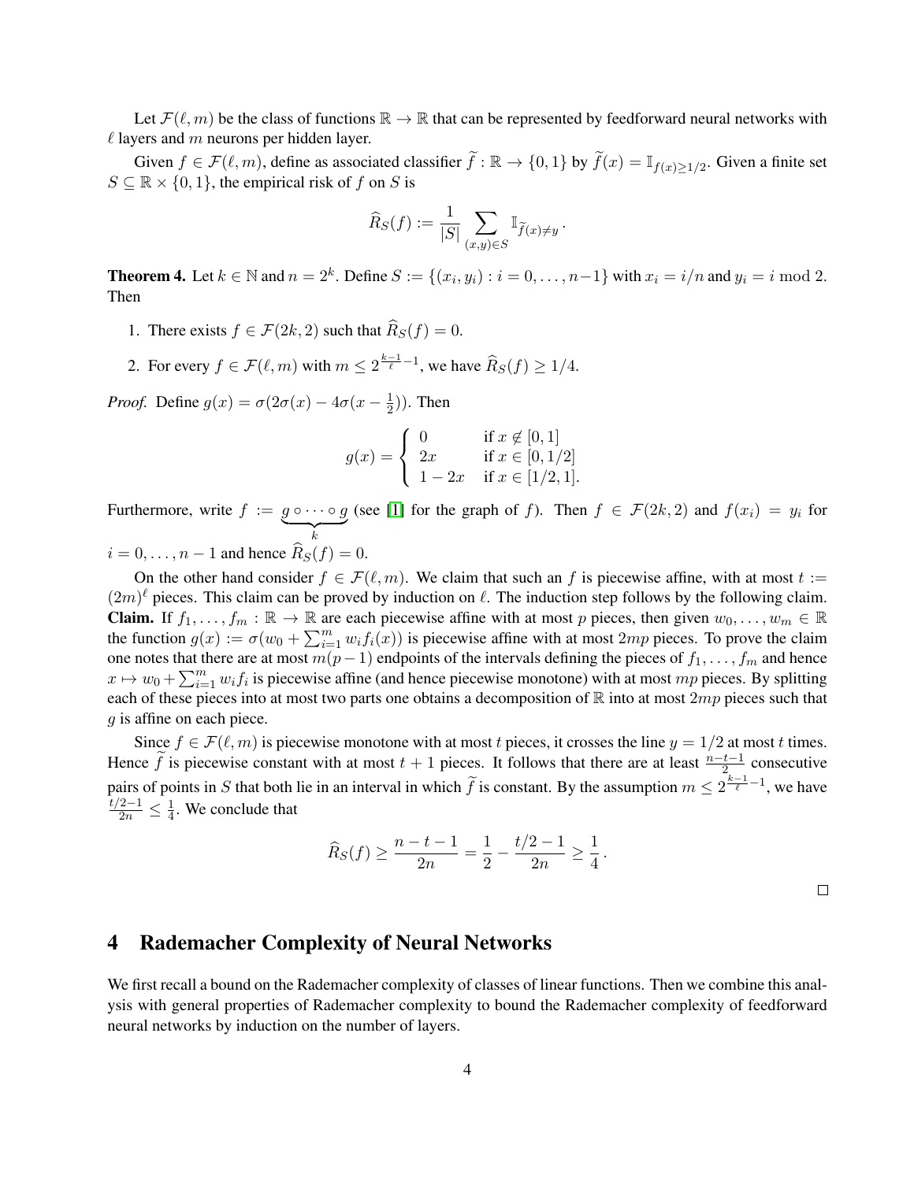Let $\mathcal{F}(\ell, m)$ be the class of functions $\mathbb{R} \to \mathbb{R}$ that can be represented by feedforward neural networks with $\ell$ layers and $m$ neurons per hidden layer.

Given $f \in \mathcal{F}(\ell, m)$, define as associated classifier $\widetilde{f} : \mathbb{R} \to \{0, 1\}$ by $\widetilde{f}(x) = \mathbb{I}_{f(x) \geq 1/2}$. Given a finite set $S \subseteq \mathbb{R} \times \{0, 1\}$, the empirical risk of $f$ on $S$ is

$$\widehat{R}_S(f) := \frac{1}{|S|} \sum_{(x,y) \in S} \mathbb{I}_{\widetilde{f}(x) \neq y} .$$

**Theorem 4.** Let $k \in \mathbb{N}$ and $n = 2^k$. Define $S := \{(x_i, y_i) : i = 0, \ldots, n-1\}$ with $x_i = i/n$ and $y_i = i \bmod 2$. Then

1. There exists $f \in \mathcal{F}(2k, 2)$ such that $\widehat{R}_S(f) = 0$.
2. For every $f \in \mathcal{F}(\ell, m)$ with $m \leq 2^{\frac{k-1}{\ell}-1}$, we have $\widehat{R}_S(f) \geq 1/4$.

*Proof.* Define $g(x) = \sigma(2\sigma(x) - 4\sigma(x - \frac{1}{2}))$. Then

$$g(x) = \begin{cases} 0 & \text{if } x \notin [0, 1] \\ 2x & \text{if } x \in [0, 1/2] \\ 1 - 2x & \text{if } x \in [1/2, 1]. \end{cases}$$

Furthermore, write $f := \underbrace{g \circ \cdots \circ g}_{k}$ (see [1] for the graph of $f$). Then $f \in \mathcal{F}(2k, 2)$ and $f(x_i) = y_i$ for $i = 0, \ldots, n-1$ and hence $\widehat{R}_S(f) = 0$.

On the other hand consider $f \in \mathcal{F}(\ell, m)$. We claim that such an $f$ is piecewise affine, with at most $t := (2m)^\ell$ pieces. This claim can be proved by induction on $\ell$. The induction step follows by the following claim.
**Claim.** If $f_1, \ldots, f_m : \mathbb{R} \to \mathbb{R}$ are each piecewise affine with at most $p$ pieces, then given $w_0, \ldots, w_m \in \mathbb{R}$ the function $g(x) := \sigma(w_0 + \sum_{i=1}^m w_i f_i(x))$ is piecewise affine with at most $2mp$ pieces. To prove the claim one notes that there are at most $m(p-1)$ endpoints of the intervals defining the pieces of $f_1, \ldots, f_m$ and hence $x \mapsto w_0 + \sum_{i=1}^m w_i f_i$ is piecewise affine (and hence piecewise monotone) with at most $mp$ pieces. By splitting each of these pieces into at most two parts one obtains a decomposition of $\mathbb{R}$ into at most $2mp$ pieces such that $g$ is affine on each piece.

Since $f \in \mathcal{F}(\ell, m)$ is piecewise monotone with at most $t$ pieces, it crosses the line $y = 1/2$ at most $t$ times. Hence $\widetilde{f}$ is piecewise constant with at most $t + 1$ pieces. It follows that there are at least $\frac{n-t-1}{2}$ consecutive pairs of points in $S$ that both lie in an interval in which $\widetilde{f}$ is constant. By the assumption $m \leq 2^{\frac{k-1}{\ell}-1}$, we have $\frac{t/2-1}{2n} \leq \frac{1}{4}$. We conclude that

$$\widehat{R}_S(f) \geq \frac{n - t - 1}{2n} = \frac{1}{2} - \frac{t/2 - 1}{2n} \geq \frac{1}{4} .$$

□

# 4 Rademacher Complexity of Neural Networks

We first recall a bound on the Rademacher complexity of classes of linear functions. Then we combine this analysis with general properties of Rademacher complexity to bound the Rademacher complexity of feedforward neural networks by induction on the number of layers.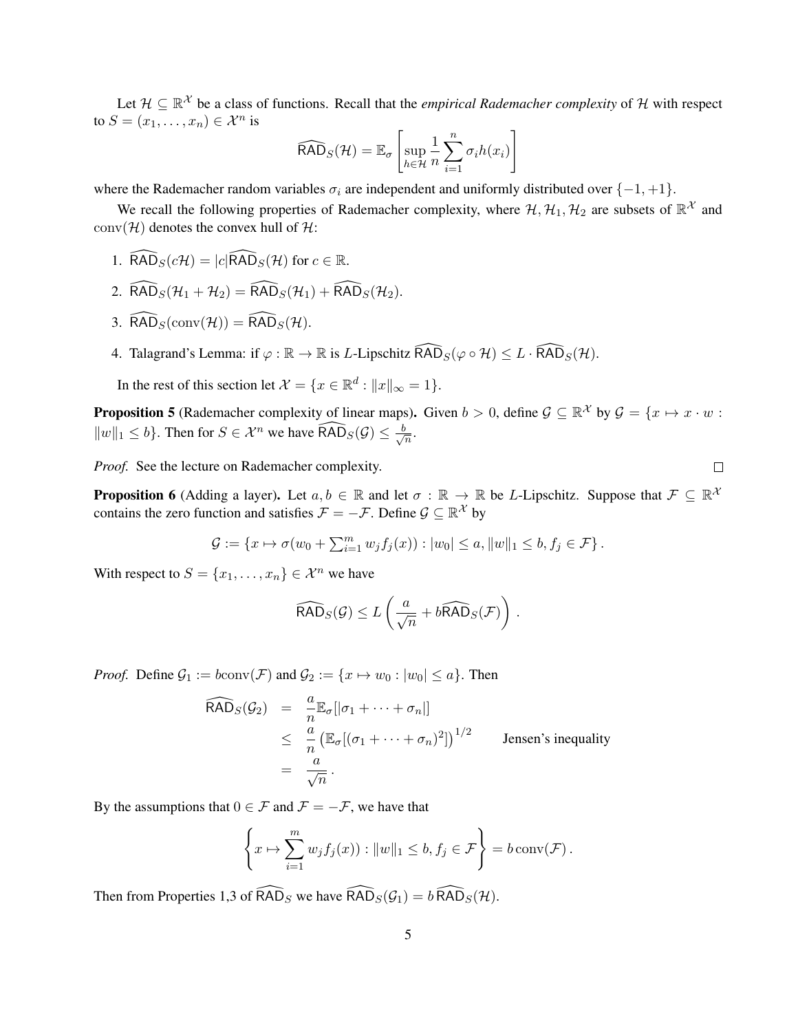Let $\mathcal{H} \subseteq \mathbb{R}^{\mathcal{X}}$ be a class of functions. Recall that the *empirical Rademacher complexity* of $\mathcal{H}$ with respect to $S = (x_1, \ldots, x_n) \in \mathcal{X}^n$ is

$$\widehat{\mathsf{RAD}}_S(\mathcal{H}) = \mathbb{E}_\sigma \left[ \sup_{h \in \mathcal{H}} \frac{1}{n} \sum_{i=1}^n \sigma_i h(x_i) \right]$$

where the Rademacher random variables $\sigma_i$ are independent and uniformly distributed over $\{-1, +1\}$.

We recall the following properties of Rademacher complexity, where $\mathcal{H}, \mathcal{H}_1, \mathcal{H}_2$ are subsets of $\mathbb{R}^{\mathcal{X}}$ and $\operatorname{conv}(\mathcal{H})$ denotes the convex hull of $\mathcal{H}$:

1. $\widehat{\mathsf{RAD}}_S(c\mathcal{H}) = |c| \widehat{\mathsf{RAD}}_S(\mathcal{H})$ for $c \in \mathbb{R}$.
2. $\widehat{\mathsf{RAD}}_S(\mathcal{H}_1 + \mathcal{H}_2) = \widehat{\mathsf{RAD}}_S(\mathcal{H}_1) + \widehat{\mathsf{RAD}}_S(\mathcal{H}_2)$.
3. $\widehat{\mathsf{RAD}}_S(\operatorname{conv}(\mathcal{H})) = \widehat{\mathsf{RAD}}_S(\mathcal{H})$.
4. Talagrand's Lemma: if $\varphi : \mathbb{R} \to \mathbb{R}$ is $L$-Lipschitz $\widehat{\mathsf{RAD}}_S(\varphi \circ \mathcal{H}) \leq L \cdot \widehat{\mathsf{RAD}}_S(\mathcal{H})$.

In the rest of this section let $\mathcal{X} = \{x \in \mathbb{R}^d : \|x\|_\infty = 1\}$.

**Proposition 5** (Rademacher complexity of linear maps)**.** Given $b > 0$, define $\mathcal{G} \subseteq \mathbb{R}^{\mathcal{X}}$ by $\mathcal{G} = \{x \mapsto x \cdot w : \|w\|_1 \leq b\}$. Then for $S \in \mathcal{X}^n$ we have $\widehat{\mathsf{RAD}}_S(\mathcal{G}) \leq \frac{b}{\sqrt{n}}$.

*Proof.* See the lecture on Rademacher complexity. □

**Proposition 6** (Adding a layer)**.** Let $a, b \in \mathbb{R}$ and let $\sigma : \mathbb{R} \to \mathbb{R}$ be $L$-Lipschitz. Suppose that $\mathcal{F} \subseteq \mathbb{R}^{\mathcal{X}}$ contains the zero function and satisfies $\mathcal{F} = -\mathcal{F}$. Define $\mathcal{G} \subseteq \mathbb{R}^{\mathcal{X}}$ by

$$\mathcal{G} := \{x \mapsto \sigma(w_0 + \textstyle\sum_{i=1}^m w_j f_j(x)) : |w_0| \leq a, \|w\|_1 \leq b, f_j \in \mathcal{F}\}.$$

With respect to $S = \{x_1, \ldots, x_n\} \in \mathcal{X}^n$ we have

$$\widehat{\mathsf{RAD}}_S(\mathcal{G}) \leq L \left( \frac{a}{\sqrt{n}} + b \widehat{\mathsf{RAD}}_S(\mathcal{F}) \right).$$

*Proof.* Define $\mathcal{G}_1 := b\operatorname{conv}(\mathcal{F})$ and $\mathcal{G}_2 := \{x \mapsto w_0 : |w_0| \leq a\}$. Then

$$\begin{aligned}
\widehat{\mathsf{RAD}}_S(\mathcal{G}_2) &= \frac{a}{n} \mathbb{E}_\sigma[|\sigma_1 + \cdots + \sigma_n|] \\
&\leq \frac{a}{n} \left( \mathbb{E}_\sigma[(\sigma_1 + \cdots + \sigma_n)^2] \right)^{1/2} \qquad \text{Jensen's inequality} \\
&= \frac{a}{\sqrt{n}}.
\end{aligned}$$

By the assumptions that $0 \in \mathcal{F}$ and $\mathcal{F} = -\mathcal{F}$, we have that

$$\left\{ x \mapsto \sum_{i=1}^m w_j f_j(x)) : \|w\|_1 \leq b, f_j \in \mathcal{F} \right\} = b \operatorname{conv}(\mathcal{F}).$$

Then from Properties 1,3 of $\widehat{\mathsf{RAD}}_S$ we have $\widehat{\mathsf{RAD}}_S(\mathcal{G}_1) = b \, \widehat{\mathsf{RAD}}_S(\mathcal{H})$.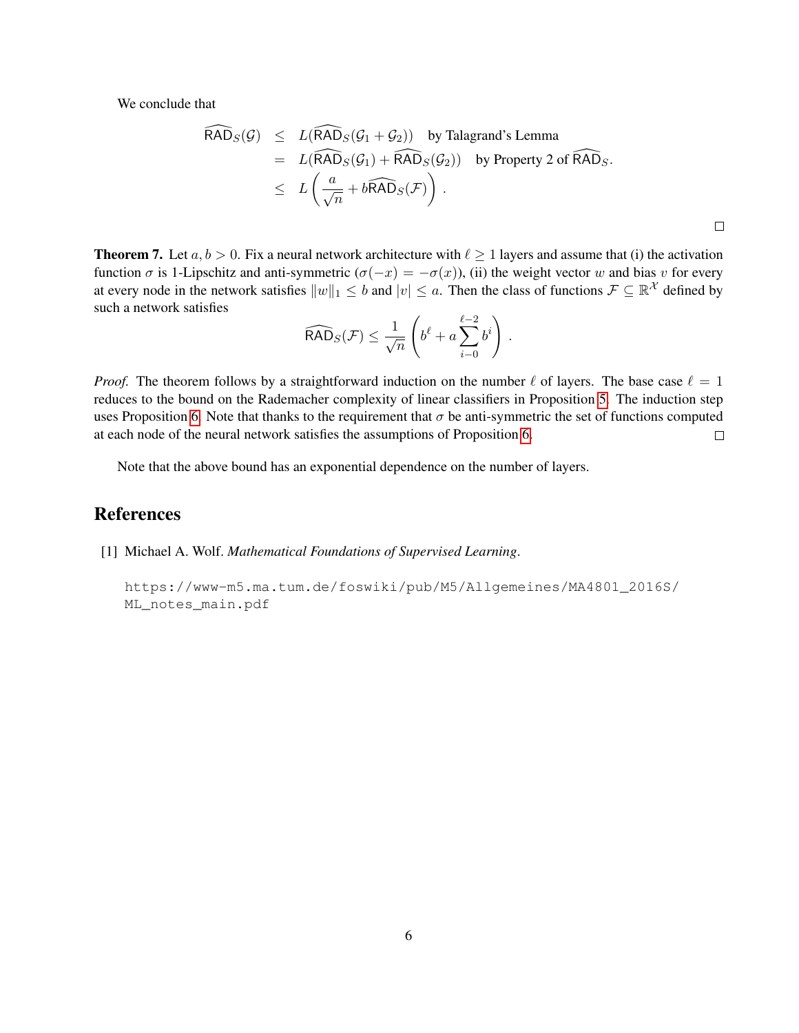We conclude that

$$
\begin{aligned}
\widehat{\mathsf{RAD}}_S(\mathcal{G}) &\leq L(\widehat{\mathsf{RAD}}_S(\mathcal{G}_1 + \mathcal{G}_2)) \quad \text{by Talagrand's Lemma} \\
&= L(\widehat{\mathsf{RAD}}_S(\mathcal{G}_1) + \widehat{\mathsf{RAD}}_S(\mathcal{G}_2)) \quad \text{by Property 2 of } \widehat{\mathsf{RAD}}_S. \\
&\leq L\left(\frac{a}{\sqrt{n}} + b\widehat{\mathsf{RAD}}_S(\mathcal{F})\right).
\end{aligned}
$$

□

**Theorem 7.** Let $a, b > 0$. Fix a neural network architecture with $\ell \geq 1$ layers and assume that (i) the activation function $\sigma$ is 1-Lipschitz and anti-symmetric ($\sigma(-x) = -\sigma(x)$), (ii) the weight vector $w$ and bias $v$ for every at every node in the network satisfies $\|w\|_1 \leq b$ and $|v| \leq a$. Then the class of functions $\mathcal{F} \subseteq \mathbb{R}^{\mathcal{X}}$ defined by such a network satisfies

$$
\widehat{\mathsf{RAD}}_S(\mathcal{F}) \leq \frac{1}{\sqrt{n}} \left( b^\ell + a \sum_{i=0}^{\ell-2} b^i \right).
$$

*Proof.* The theorem follows by a straightforward induction on the number $\ell$ of layers. The base case $\ell = 1$ reduces to the bound on the Rademacher complexity of linear classifiers in Proposition 5. The induction step uses Proposition 6. Note that thanks to the requirement that $\sigma$ be anti-symmetric the set of functions computed at each node of the neural network satisfies the assumptions of Proposition 6. □

Note that the above bound has an exponential dependence on the number of layers.

## References

[1] Michael A. Wolf. *Mathematical Foundations of Supervised Learning*.

```
https://www-m5.ma.tum.de/foswiki/pub/M5/Allgemeines/MA4801_2016S/
ML_notes_main.pdf
```